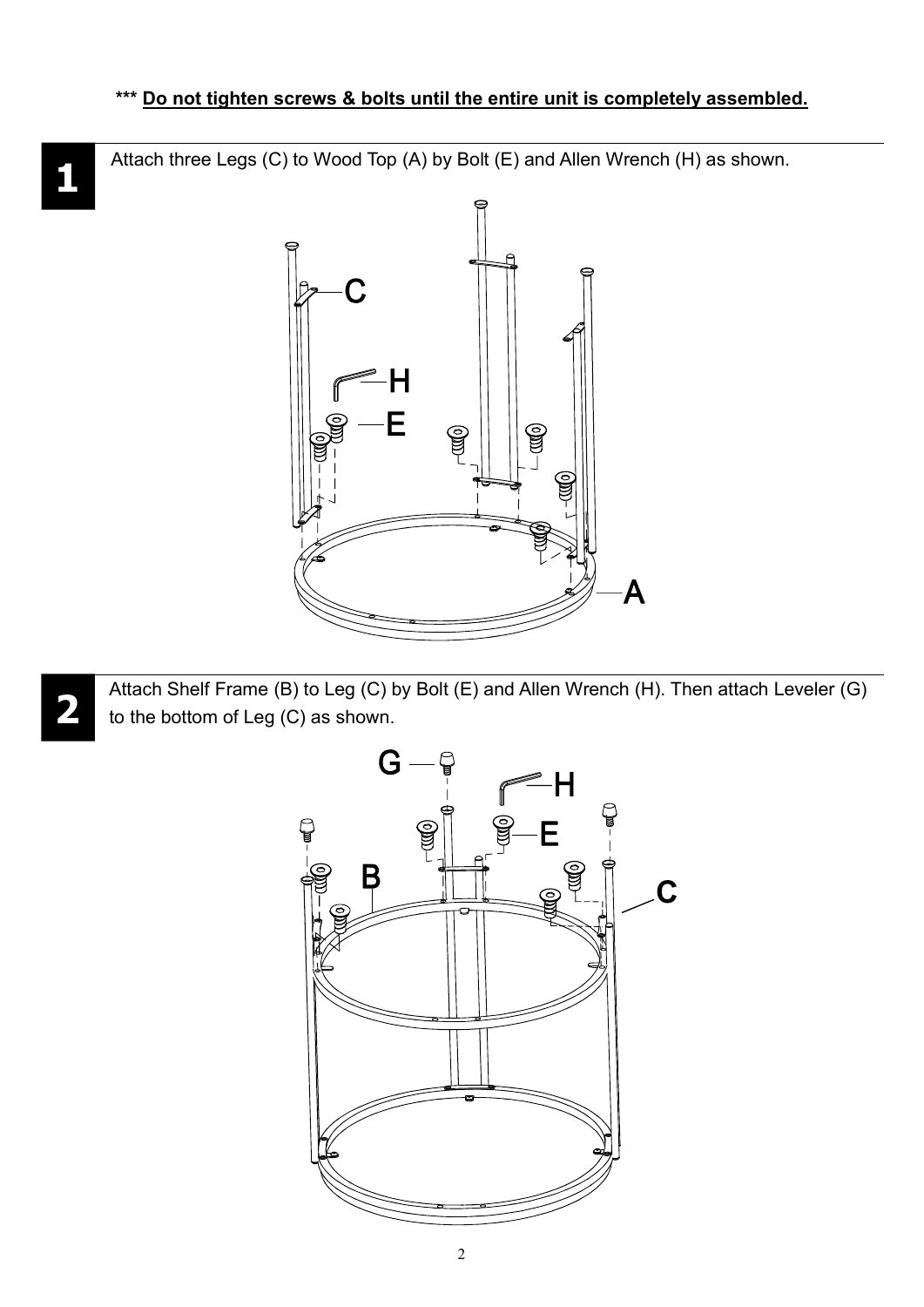***\* Do not tighten screws & bolts until the entire unit is completely assembled.**

**1** Attach three Legs (C) to Wood Top (A) by Bolt (E) and Allen Wrench (H) as shown.

**2** Attach Shelf Frame (B) to Leg (C) by Bolt (E) and Allen Wrench (H). Then attach Leveler (G) to the bottom of Leg (C) as shown.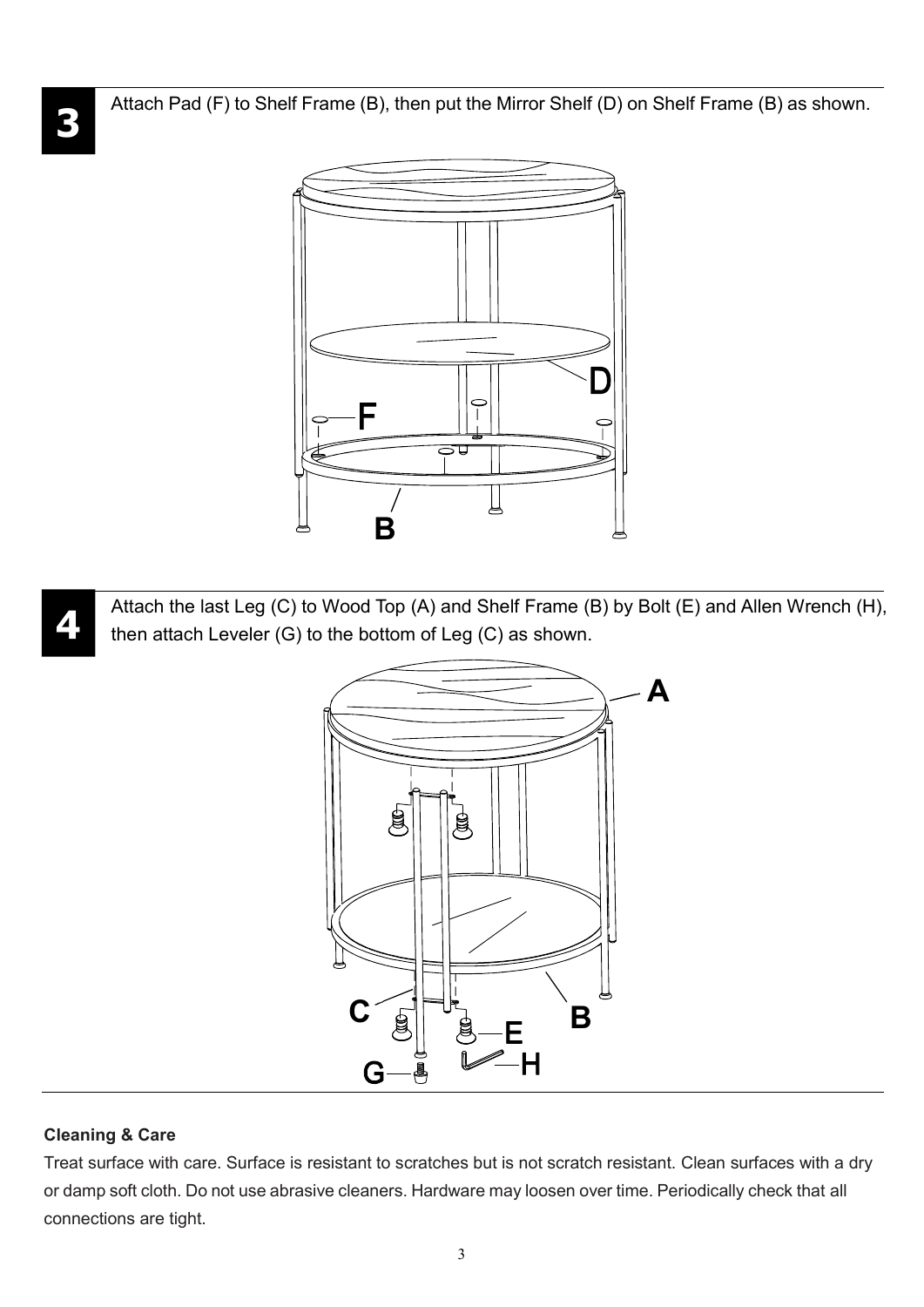**3** Attach Pad (F) to Shelf Frame (B), then put the Mirror Shelf (D) on Shelf Frame (B) as shown.

**4** Attach the last Leg (C) to Wood Top (A) and Shelf Frame (B) by Bolt (E) and Allen Wrench (H), then attach Leveler (G) to the bottom of Leg (C) as shown.

**Cleaning & Care**

Treat surface with care. Surface is resistant to scratches but is not scratch resistant. Clean surfaces with a dry or damp soft cloth. Do not use abrasive cleaners. Hardware may loosen over time. Periodically check that all connections are tight.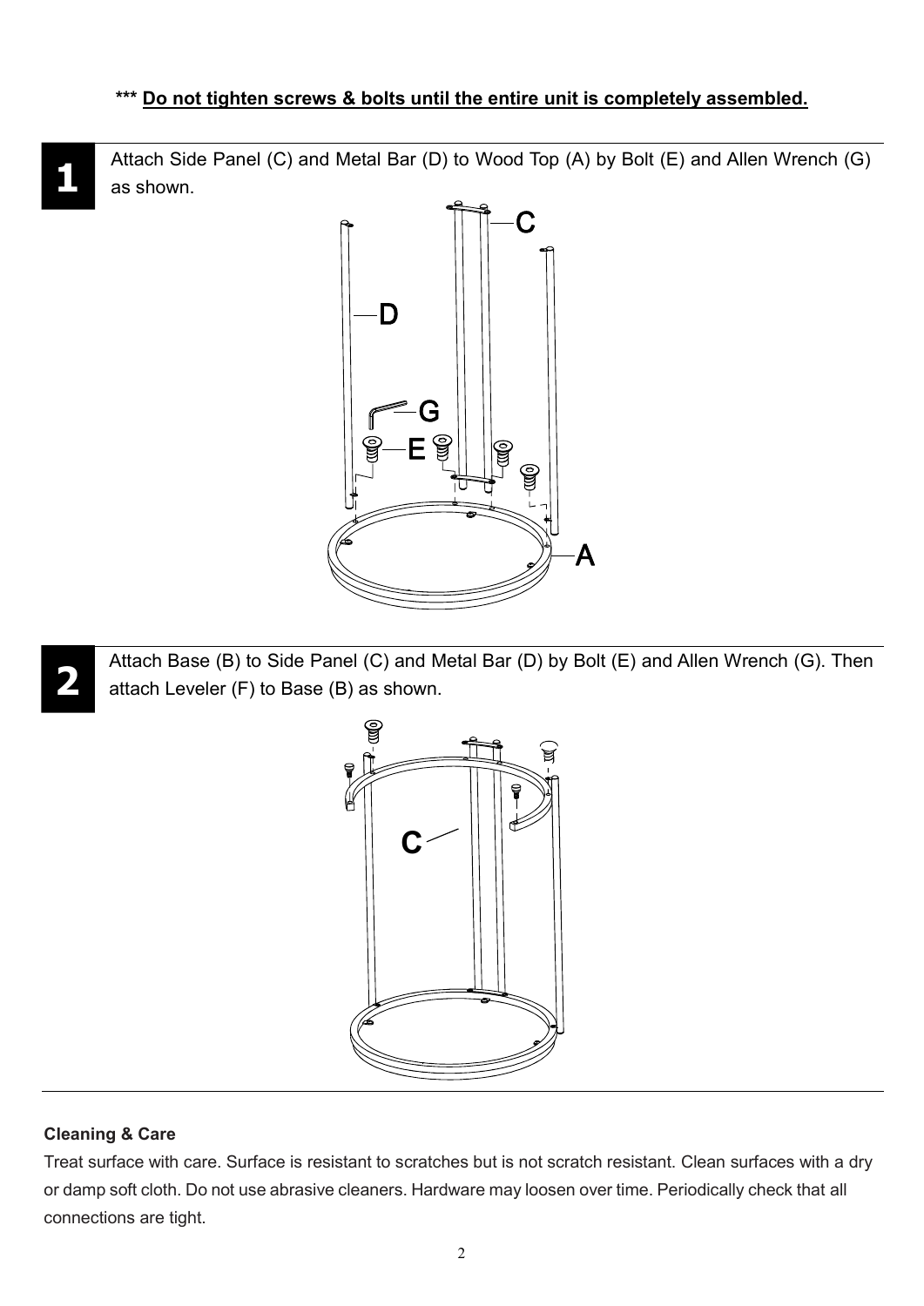***\*** Do not tighten screws & bolts until the entire unit is completely assembled.**

**1** Attach Side Panel (C) and Metal Bar (D) to Wood Top (A) by Bolt (E) and Allen Wrench (G) as shown.

C

D

G

E

A

**2** Attach Base (B) to Side Panel (C) and Metal Bar (D) by Bolt (E) and Allen Wrench (G). Then attach Leveler (F) to Base (B) as shown.

C

**Cleaning & Care**

Treat surface with care. Surface is resistant to scratches but is not scratch resistant. Clean surfaces with a dry or damp soft cloth. Do not use abrasive cleaners. Hardware may loosen over time. Periodically check that all connections are tight.